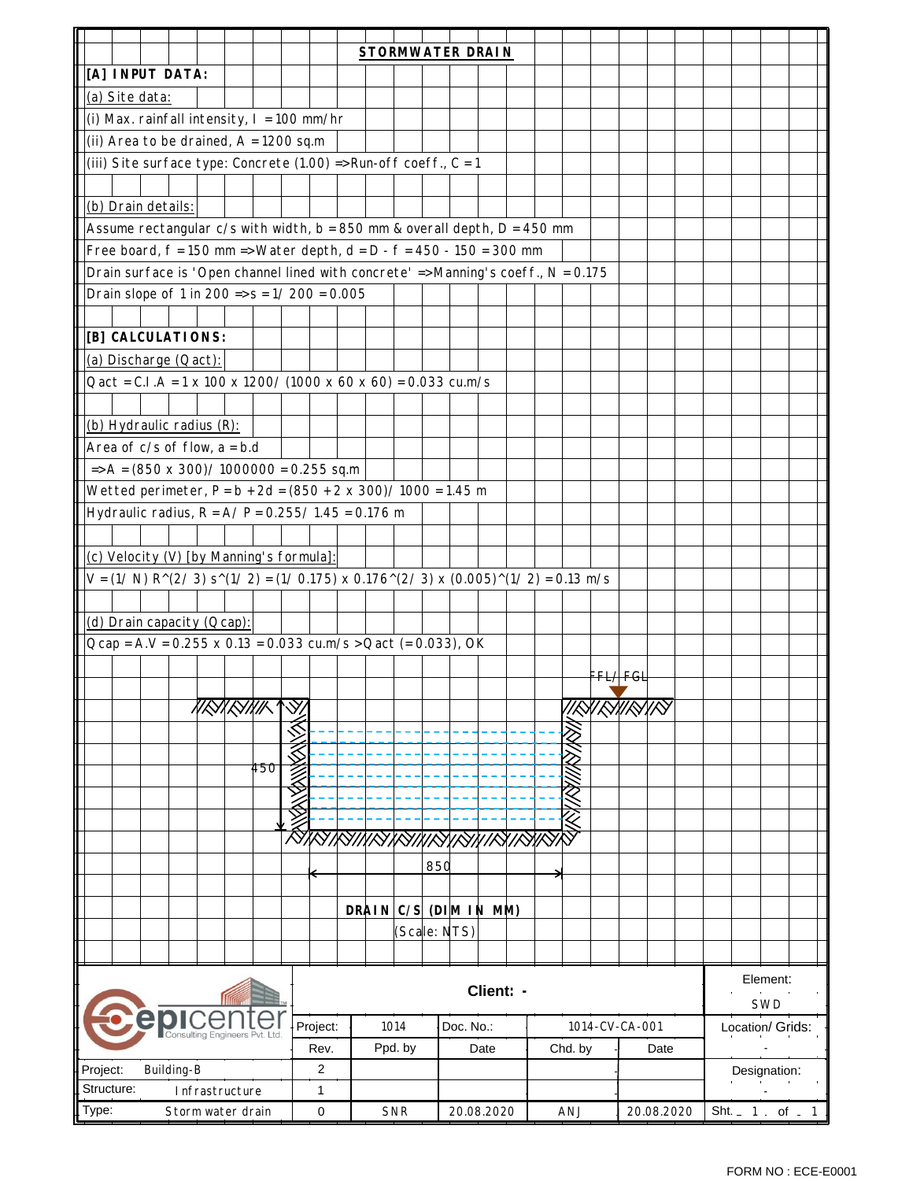# STORMWATER DRAIN

## [A] INPUT DATA:

### (a) Site data:

(i) Max. rainfall intensity, I = 100 mm/hr

(ii) Area to be drained, A = 1200 sq.m

(iii) Site surface type: Concrete (1.00) => Run-off coeff., C = 1

### (b) Drain details:

Assume rectangular c/s with width, b = 850 mm & overall depth, D = 450 mm

Free board, f = 150 mm => Water depth, d = D - f = 450 - 150 = 300 mm

Drain surface is 'Open channel lined with concrete' => Manning's coeff., N = 0.175

Drain slope of 1 in 200 => s = 1/ 200 = 0.005

## [B] CALCULATIONS:

### (a) Discharge (Qact):

Qact = C.I.A = 1 x 100 x 1200/ (1000 x 60 x 60) = 0.033 cu.m/s

### (b) Hydraulic radius (R):

Area of c/s of flow, a = b.d

=> A = (850 x 300)/ 1000000 = 0.255 sq.m

Wetted perimeter, P = b + 2d = (850 + 2 x 300)/ 1000 = 1.45 m

Hydraulic radius, R = A/ P = 0.255/ 1.45 = 0.176 m

### (c) Velocity (V) [by Manning's formula]:

V = (1/ N) R^(2/ 3) s^(1/ 2) = (1/ 0.175) x 0.176^(2/ 3) x (0.005)^(1/ 2) = 0.13 m/s

### (d) Drain capacity (Qcap):

Qcap = A.V = 0.255 x 0.13 = 0.033 cu.m/s > Qact (= 0.033), OK

FFL/ FGL

450

850

**DRAIN C/S (DIM IN MM)**

(Scale: NTS)

| epicenter Consulting Engineers Pvt. Ltd. | Client: - | | | | | Element: SWD |
|---|---|---|---|---|---|---|
| | Project: | 1014 | Doc. No.: | 1014-CV-CA-001 | | Location/ Grids: |
| | Rev. | Ppd. by | Date | Chd. by | Date | - |
| Project: Building-B | 2 | | | | | Designation: |
| Structure: Infrastructure | 1 | | | | | - |
| Type: Storm water drain | 0 | SNR | 20.08.2020 | ANJ | 20.08.2020 | Sht. 1 of 1 |

FORM NO : ECE-E0001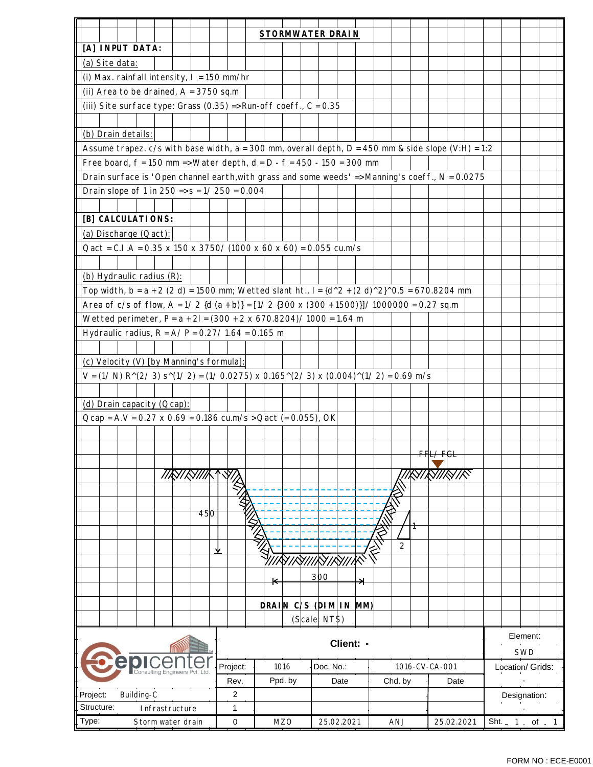# STORMWATER DRAIN

**[A] INPUT DATA:**

(a) Site data:

(i) Max. rainfall intensity, I = 150 mm/hr

(ii) Area to be drained, A = 3750 sq.m

(iii) Site surface type: Grass (0.35) => Run-off coeff., C = 0.35

(b) Drain details:

Assume trapez. c/s with base width, a = 300 mm, overall depth, D = 450 mm & side slope (V:H) = 1:2

Free board, f = 150 mm => Water depth, d = D - f = 450 - 150 = 300 mm

Drain surface is 'Open channel earth,with grass and some weeds' => Manning's coeff., N = 0.0275

Drain slope of 1 in 250 => s = 1/ 250 = 0.004

**[B] CALCULATIONS:**

(a) Discharge (Qact):

Qact = C.I.A = 0.35 x 150 x 3750/ (1000 x 60 x 60) = 0.055 cu.m/s

(b) Hydraulic radius (R):

Top width, b = a + 2 (2 d) = 1500 mm; Wetted slant ht., l = {d^2 + (2 d)^2}^0.5 = 670.8204 mm

Area of c/s of flow, A = 1/ 2 {d (a + b)} = [1/ 2 {300 x (300 + 1500)}]/ 1000000 = 0.27 sq.m

Wetted perimeter, P = a + 2l = (300 + 2 x 670.8204)/ 1000 = 1.64 m

Hydraulic radius, R = A/ P = 0.27/ 1.64 = 0.165 m

(c) Velocity (V) [by Manning's formula]:

V = (1/ N) R^(2/ 3) s^(1/ 2) = (1/ 0.0275) x 0.165^(2/ 3) x (0.004)^(1/ 2) = 0.69 m/s

(d) Drain capacity (Qcap):

Qcap = A.V = 0.27 x 0.69 = 0.186 cu.m/s > Qact (= 0.055), OK

FFL/ FGL

450

1

2

300

**DRAIN C/S (DIM IN MM)**

(Scale NTS)

| Client: - | | | | | Element: SWD |
|---|---|---|---|---|---|
| Project: | 1016 | Doc. No.: | 1016-CV-CA-001 | | Location/ Grids: |
| Rev. | Ppd. by | Date | Chd. by | Date | - |
| 2 | | | | | Designation: |
| 1 | | | | | - |
| 0 | MZO | 25.02.2021 | ANJ | 25.02.2021 | Sht. 1 of 1 |

epicenter Consulting Engineers Pvt. Ltd.

Project: Building-C

Structure: Infrastructure

Type: Storm water drain

FORM NO : ECE-E0001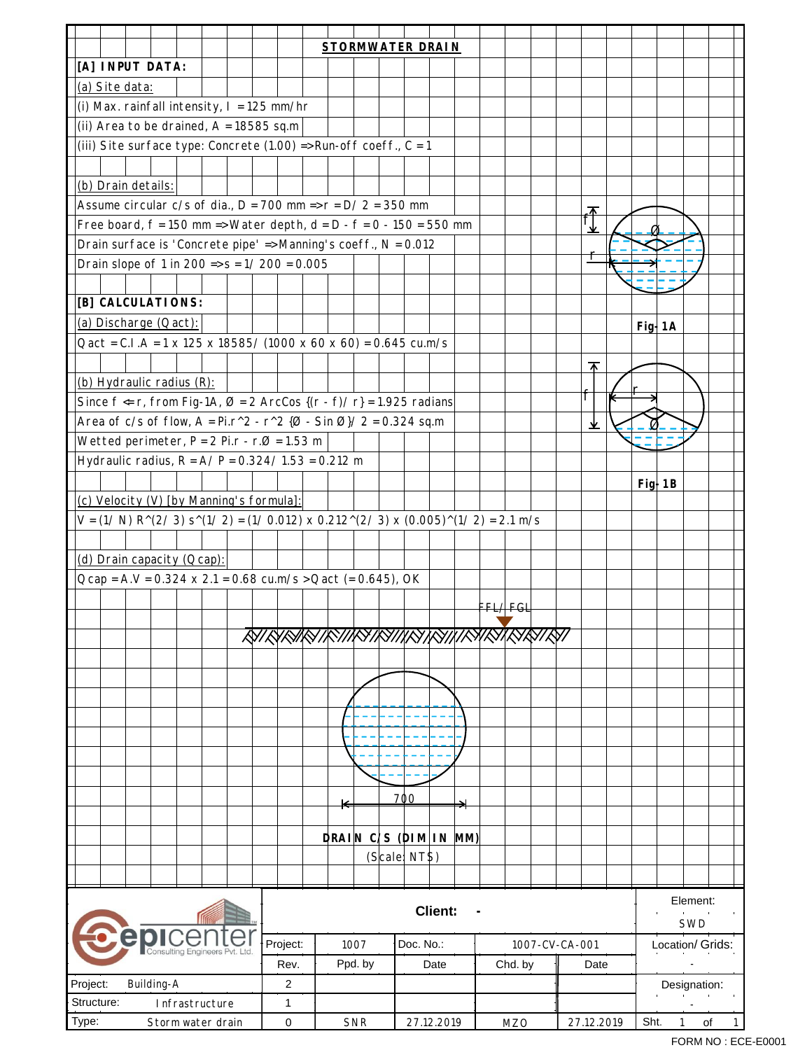# STORMWATER DRAIN

**[A] INPUT DATA:**

(a) Site data:

(i) Max. rainfall intensity, I = 125 mm/hr

(ii) Area to be drained, A = 18585 sq.m

(iii) Site surface type: Concrete (1.00) =>Run-off coeff., C = 1

(b) Drain details:

Assume circular c/s of dia., D = 700 mm => r = D/2 = 350 mm

Free board, f = 150 mm => Water depth, d = D - f = 0 - 150 = 550 mm

Drain surface is 'Concrete pipe' => Manning's coeff., N = 0.012

Drain slope of 1 in 200 => s = 1/200 = 0.005

**[B] CALCULATIONS:**

(a) Discharge (Qact):

Qact = C.I.A = 1 x 125 x 18585/(1000 x 60 x 60) = 0.645 cu.m/s

(b) Hydraulic radius (R):

Since f <= r, from Fig-1A, Ø = 2 ArcCos {(r - f)/r} = 1.925 radians

Area of c/s of flow, A = Pi.r^2 - r^2 {Ø - Sin Ø}/2 = 0.324 sq.m

Wetted perimeter, P = 2 Pi.r - r.Ø = 1.53 m

Hydraulic radius, R = A/P = 0.324/1.53 = 0.212 m

(c) Velocity (V) [by Manning's formula]:

V = (1/N) R^(2/3) s^(1/2) = (1/0.012) x 0.212^(2/3) x (0.005)^(1/2) = 2.1 m/s

(d) Drain capacity (Qcap):

Qcap = A.V = 0.324 x 2.1 = 0.68 cu.m/s > Qact (= 0.645), OK

f

Ø

r

**Fig-1A**

f

r

Ø

**Fig-1B**

FFL/FGL

700

**DRAIN C/S (DIM IN MM)**

(Scale: NTS)

| | | | | | | |
|---|---|---|---|---|---|---|
| epicenter Consulting Engineers Pvt. Ltd. | **Client: -** | | | | | Element: SWD |
| | Project: | 1007 | Doc. No.: | 1007-CV-CA-001 | | Location/Grids: |
| | Rev. | Ppd. by | Date | Chd. by | Date | - |
| Project: Building-A | 2 | | | | | Designation: |
| Structure: Infrastructure | 1 | | | | | - |
| Type: Stormwater drain | 0 | SNR | 27.12.2019 | MZO | 27.12.2019 | Sht. 1 of 1 |

FORM NO : ECE-E0001